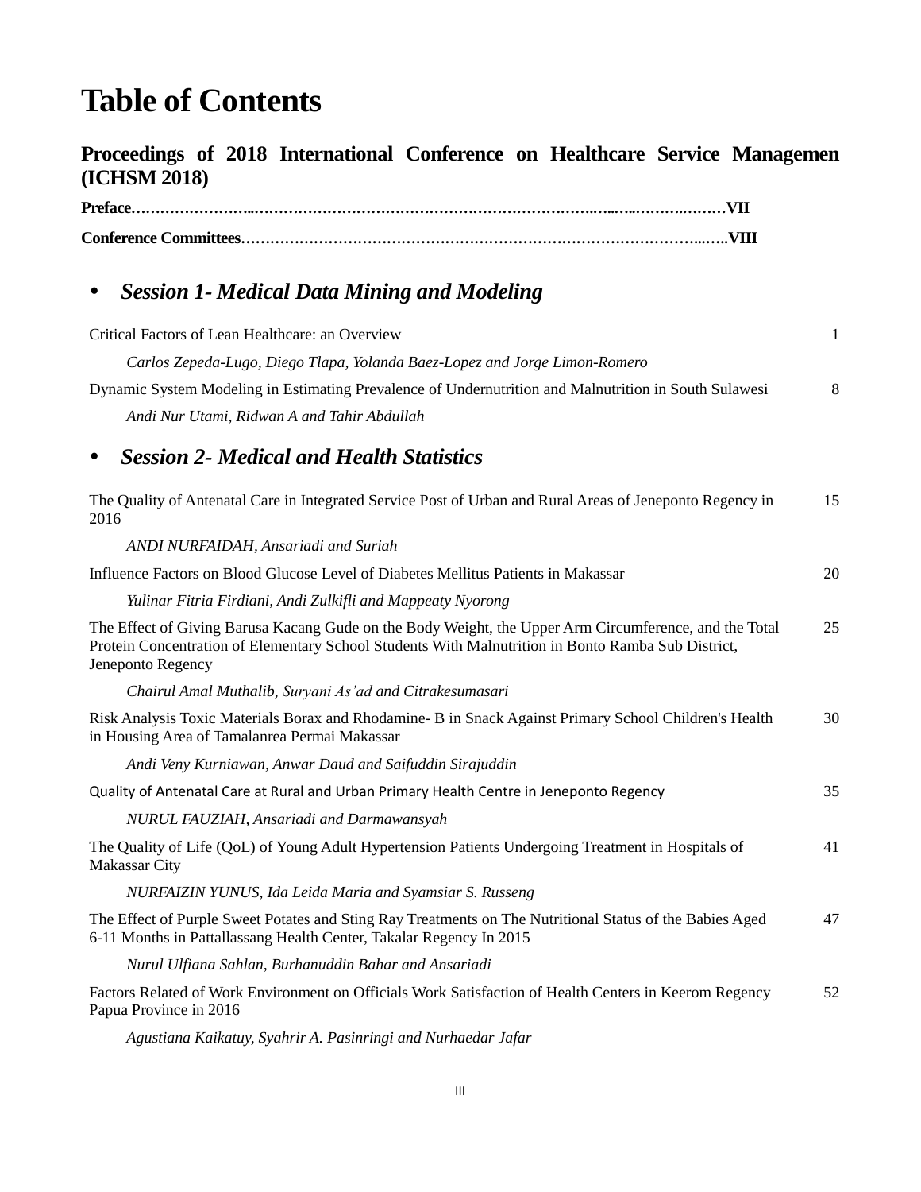# Table of Contents

## Proceedings of 2018 International Conference on Healthcare Service Managemen (ICHSM 2018)

**Preface………………….………………………………………………………….……...……….………VII**

**Conference Committees…………………………………………………………………………………...…..VIII**

### • *Session 1- Medical Data Mining and Modeling*

Critical Factors of Lean Healthcare: an Overview 1

*Carlos Zepeda-Lugo, Diego Tlapa, Yolanda Baez-Lopez and Jorge Limon-Romero*

Dynamic System Modeling in Estimating Prevalence of Undernutrition and Malnutrition in South Sulawesi 8

*Andi Nur Utami, Ridwan A and Tahir Abdullah*

### • *Session 2- Medical and Health Statistics*

The Quality of Antenatal Care in Integrated Service Post of Urban and Rural Areas of Jeneponto Regency in 2016 15

*ANDI NURFAIDAH, Ansariadi and Suriah*

Influence Factors on Blood Glucose Level of Diabetes Mellitus Patients in Makassar 20

*Yulinar Fitria Firdiani, Andi Zulkifli and Mappeaty Nyorong*

The Effect of Giving Barusa Kacang Gude on the Body Weight, the Upper Arm Circumference, and the Total Protein Concentration of Elementary School Students With Malnutrition in Bonto Ramba Sub District, Jeneponto Regency 25

*Chairul Amal Muthalib, Suryani As'ad and Citrakesumasari*

Risk Analysis Toxic Materials Borax and Rhodamine- B in Snack Against Primary School Children's Health in Housing Area of Tamalanrea Permai Makassar 30

*Andi Veny Kurniawan, Anwar Daud and Saifuddin Sirajuddin*

Quality of Antenatal Care at Rural and Urban Primary Health Centre in Jeneponto Regency 35

*NURUL FAUZIAH, Ansariadi and Darmawansyah*

The Quality of Life (QoL) of Young Adult Hypertension Patients Undergoing Treatment in Hospitals of Makassar City 41

*NURFAIZIN YUNUS, Ida Leida Maria and Syamsiar S. Russeng*

The Effect of Purple Sweet Potates and Sting Ray Treatments on The Nutritional Status of the Babies Aged 6-11 Months in Pattallassang Health Center, Takalar Regency In 2015 47

*Nurul Ulfiana Sahlan, Burhanuddin Bahar and Ansariadi*

Factors Related of Work Environment on Officials Work Satisfaction of Health Centers in Keerom Regency Papua Province in 2016 52

*Agustiana Kaikatuy, Syahrir A. Pasinringi and Nurhaedar Jafar*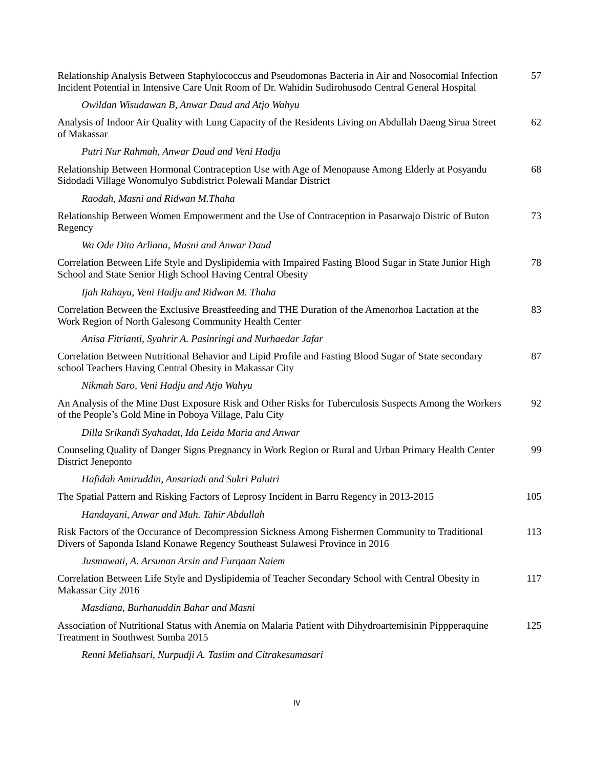Relationship Analysis Between Staphylococcus and Pseudomonas Bacteria in Air and Nosocomial Infection Incident Potential in Intensive Care Unit Room of Dr. Wahidin Sudirohusodo Central General Hospital 57

*Owildan Wisudawan B, Anwar Daud and Atjo Wahyu*

Analysis of Indoor Air Quality with Lung Capacity of the Residents Living on Abdullah Daeng Sirua Street of Makassar 62

*Putri Nur Rahmah, Anwar Daud and Veni Hadju*

Relationship Between Hormonal Contraception Use with Age of Menopause Among Elderly at Posyandu Sidodadi Village Wonomulyo Subdistrict Polewali Mandar District 68

*Raodah, Masni and Ridwan M.Thaha*

Relationship Between Women Empowerment and the Use of Contraception in Pasarwajo Distric of Buton Regency 73

*Wa Ode Dita Arliana, Masni and Anwar Daud*

Correlation Between Life Style and Dyslipidemia with Impaired Fasting Blood Sugar in State Junior High School and State Senior High School Having Central Obesity 78

*Ijah Rahayu, Veni Hadju and Ridwan M. Thaha*

Correlation Between the Exclusive Breastfeeding and THE Duration of the Amenorhoa Lactation at the Work Region of North Galesong Community Health Center 83

*Anisa Fitrianti, Syahrir A. Pasinringi and Nurhaedar Jafar*

Correlation Between Nutritional Behavior and Lipid Profile and Fasting Blood Sugar of State secondary school Teachers Having Central Obesity in Makassar City 87

*Nikmah Saro, Veni Hadju and Atjo Wahyu*

An Analysis of the Mine Dust Exposure Risk and Other Risks for Tuberculosis Suspects Among the Workers of the People's Gold Mine in Poboya Village, Palu City 92

*Dilla Srikandi Syahadat, Ida Leida Maria and Anwar*

Counseling Quality of Danger Signs Pregnancy in Work Region or Rural and Urban Primary Health Center District Jeneponto 99

*Hafidah Amiruddin, Ansariadi and Sukri Palutri*

The Spatial Pattern and Risking Factors of Leprosy Incident in Barru Regency in 2013-2015 105

*Handayani, Anwar and Muh. Tahir Abdullah*

Risk Factors of the Occurance of Decompression Sickness Among Fishermen Community to Traditional Divers of Saponda Island Konawe Regency Southeast Sulawesi Province in 2016 113

*Jusmawati, A. Arsunan Arsin and Furqaan Naiem*

Correlation Between Life Style and Dyslipidemia of Teacher Secondary School with Central Obesity in Makassar City 2016 117

*Masdiana, Burhanuddin Bahar and Masni*

Association of Nutritional Status with Anemia on Malaria Patient with Dihydroartemisinin Pippperaquine Treatment in Southwest Sumba 2015 125

*Renni Meliahsari, Nurpudji A. Taslim and Citrakesumasari*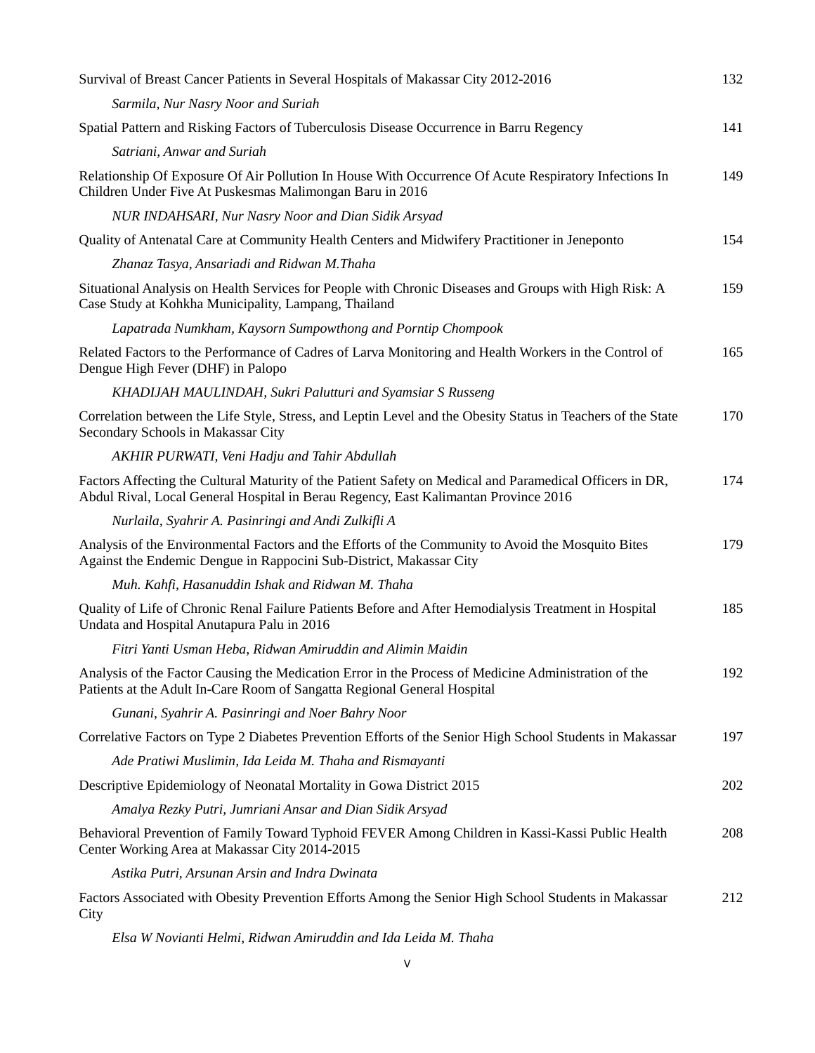Survival of Breast Cancer Patients in Several Hospitals of Makassar City 2012-2016 132

*Sarmila, Nur Nasry Noor and Suriah*

Spatial Pattern and Risking Factors of Tuberculosis Disease Occurrence in Barru Regency 141

*Satriani, Anwar and Suriah*

Relationship Of Exposure Of Air Pollution In House With Occurrence Of Acute Respiratory Infections In Children Under Five At Puskesmas Malimongan Baru in 2016 149

*NUR INDAHSARI, Nur Nasry Noor and Dian Sidik Arsyad*

Quality of Antenatal Care at Community Health Centers and Midwifery Practitioner in Jeneponto 154

*Zhanaz Tasya, Ansariadi and Ridwan M.Thaha*

Situational Analysis on Health Services for People with Chronic Diseases and Groups with High Risk: A Case Study at Kohkha Municipality, Lampang, Thailand 159

*Lapatrada Numkham, Kaysorn Sumpowthong and Porntip Chompook*

Related Factors to the Performance of Cadres of Larva Monitoring and Health Workers in the Control of Dengue High Fever (DHF) in Palopo 165

*KHADIJAH MAULINDAH, Sukri Palutturi and Syamsiar S Russeng*

Correlation between the Life Style, Stress, and Leptin Level and the Obesity Status in Teachers of the State Secondary Schools in Makassar City 170

*AKHIR PURWATI, Veni Hadju and Tahir Abdullah*

Factors Affecting the Cultural Maturity of the Patient Safety on Medical and Paramedical Officers in DR, Abdul Rival, Local General Hospital in Berau Regency, East Kalimantan Province 2016 174

*Nurlaila, Syahrir A. Pasinringi and Andi Zulkifli A*

Analysis of the Environmental Factors and the Efforts of the Community to Avoid the Mosquito Bites Against the Endemic Dengue in Rappocini Sub-District, Makassar City 179

*Muh. Kahfi, Hasanuddin Ishak and Ridwan M. Thaha*

Quality of Life of Chronic Renal Failure Patients Before and After Hemodialysis Treatment in Hospital Undata and Hospital Anutapura Palu in 2016 185

*Fitri Yanti Usman Heba, Ridwan Amiruddin and Alimin Maidin*

Analysis of the Factor Causing the Medication Error in the Process of Medicine Administration of the Patients at the Adult In-Care Room of Sangatta Regional General Hospital 192

*Gunani, Syahrir A. Pasinringi and Noer Bahry Noor*

Correlative Factors on Type 2 Diabetes Prevention Efforts of the Senior High School Students in Makassar 197

*Ade Pratiwi Muslimin, Ida Leida M. Thaha and Rismayanti*

Descriptive Epidemiology of Neonatal Mortality in Gowa District 2015 202

*Amalya Rezky Putri, Jumriani Ansar and Dian Sidik Arsyad*

Behavioral Prevention of Family Toward Typhoid FEVER Among Children in Kassi-Kassi Public Health Center Working Area at Makassar City 2014-2015 208

*Astika Putri, Arsunan Arsin and Indra Dwinata*

Factors Associated with Obesity Prevention Efforts Among the Senior High School Students in Makassar City 212

*Elsa W Novianti Helmi, Ridwan Amiruddin and Ida Leida M. Thaha*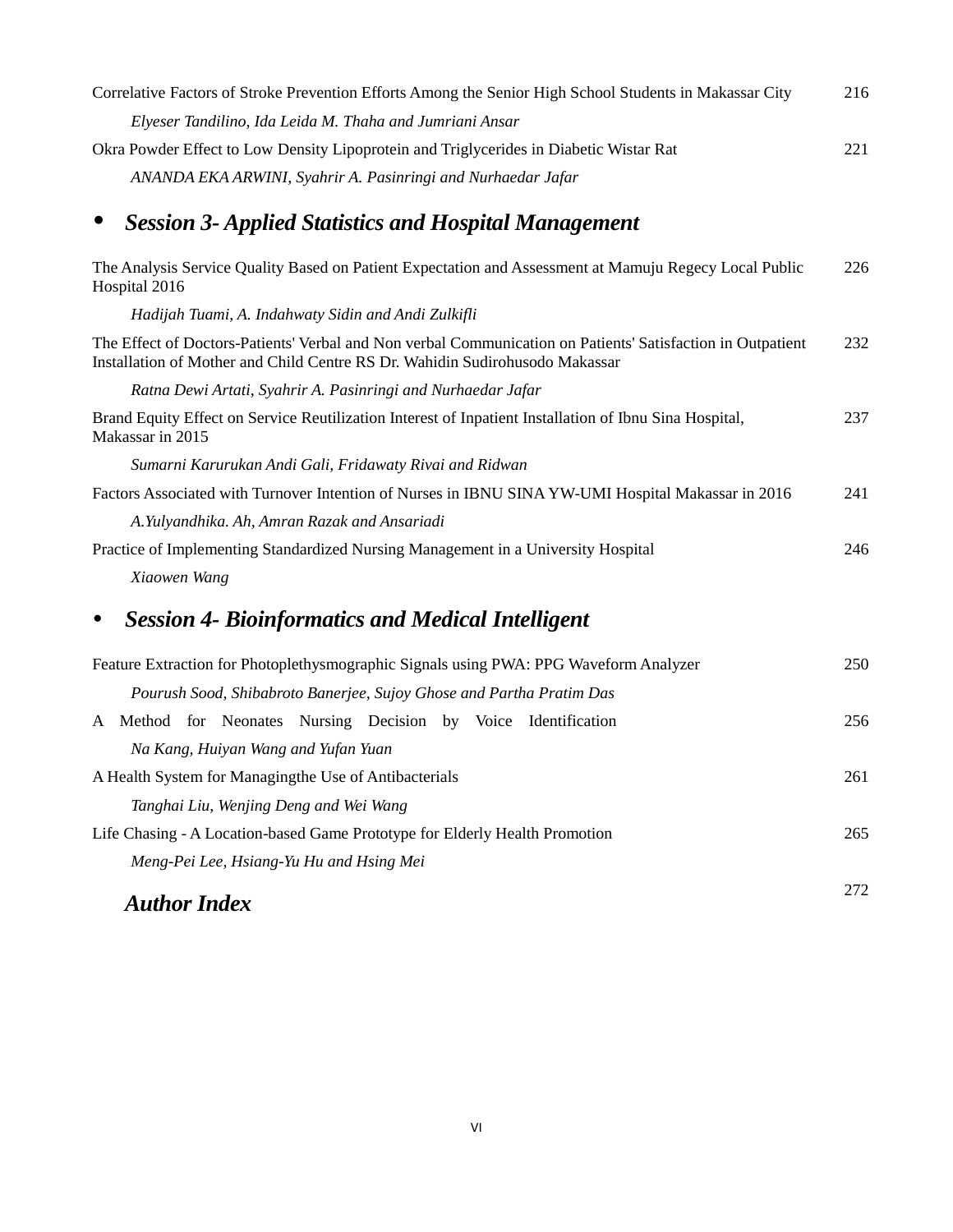Correlative Factors of Stroke Prevention Efforts Among the Senior High School Students in Makassar City 216

*Elyeser Tandilino, Ida Leida M. Thaha and Jumriani Ansar*

Okra Powder Effect to Low Density Lipoprotein and Triglycerides in Diabetic Wistar Rat 221

*ANANDA EKA ARWINI, Syahrir A. Pasinringi and Nurhaedar Jafar*

## • *Session 3- Applied Statistics and Hospital Management*

The Analysis Service Quality Based on Patient Expectation and Assessment at Mamuju Regecy Local Public Hospital 2016 226

*Hadijah Tuami, A. Indahwaty Sidin and Andi Zulkifli*

The Effect of Doctors-Patients' Verbal and Non verbal Communication on Patients' Satisfaction in Outpatient Installation of Mother and Child Centre RS Dr. Wahidin Sudirohusodo Makassar 232

*Ratna Dewi Artati, Syahrir A. Pasinringi and Nurhaedar Jafar*

Brand Equity Effect on Service Reutilization Interest of Inpatient Installation of Ibnu Sina Hospital, Makassar in 2015 237

*Sumarni Karurukan Andi Gali, Fridawaty Rivai and Ridwan*

Factors Associated with Turnover Intention of Nurses in IBNU SINA YW-UMI Hospital Makassar in 2016 241

*A.Yulyandhika. Ah, Amran Razak and Ansariadi*

Practice of Implementing Standardized Nursing Management in a University Hospital 246

*Xiaowen Wang*

## • *Session 4- Bioinformatics and Medical Intelligent*

Feature Extraction for Photoplethysmographic Signals using PWA: PPG Waveform Analyzer 250

*Pourush Sood, Shibabroto Banerjee, Sujoy Ghose and Partha Pratim Das*

A Method for Neonates Nursing Decision by Voice Identification 256

*Na Kang, Huiyan Wang and Yufan Yuan*

A Health System for Managingthe Use of Antibacterials 261

*Tanghai Liu, Wenjing Deng and Wei Wang*

Life Chasing - A Location-based Game Prototype for Elderly Health Promotion 265

*Meng-Pei Lee, Hsiang-Yu Hu and Hsing Mei*

## *Author Index* 272